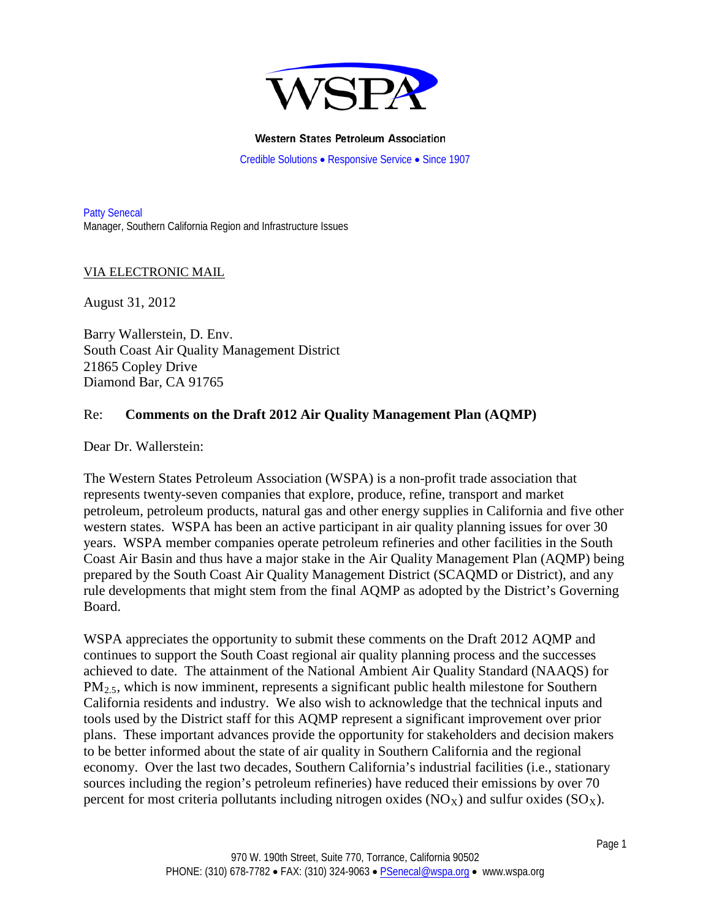# WSPA

**Western States Petroleum Association**

Credible Solutions • Responsive Service • Since 1907

Patty Senecal
Manager, Southern California Region and Infrastructure Issues

VIA ELECTRONIC MAIL

August 31, 2012

Barry Wallerstein, D. Env.
South Coast Air Quality Management District
21865 Copley Drive
Diamond Bar, CA 91765

Re: **Comments on the Draft 2012 Air Quality Management Plan (AQMP)**

Dear Dr. Wallerstein:

The Western States Petroleum Association (WSPA) is a non-profit trade association that represents twenty-seven companies that explore, produce, refine, transport and market petroleum, petroleum products, natural gas and other energy supplies in California and five other western states. WSPA has been an active participant in air quality planning issues for over 30 years. WSPA member companies operate petroleum refineries and other facilities in the South Coast Air Basin and thus have a major stake in the Air Quality Management Plan (AQMP) being prepared by the South Coast Air Quality Management District (SCAQMD or District), and any rule developments that might stem from the final AQMP as adopted by the District's Governing Board.

WSPA appreciates the opportunity to submit these comments on the Draft 2012 AQMP and continues to support the South Coast regional air quality planning process and the successes achieved to date. The attainment of the National Ambient Air Quality Standard (NAAQS) for $PM_{2.5}$, which is now imminent, represents a significant public health milestone for Southern California residents and industry. We also wish to acknowledge that the technical inputs and tools used by the District staff for this AQMP represent a significant improvement over prior plans. These important advances provide the opportunity for stakeholders and decision makers to be better informed about the state of air quality in Southern California and the regional economy. Over the last two decades, Southern California's industrial facilities (i.e., stationary sources including the region's petroleum refineries) have reduced their emissions by over 70 percent for most criteria pollutants including nitrogen oxides ($NO_X$) and sulfur oxides ($SO_X$).

970 W. 190th Street, Suite 770, Torrance, California 90502
PHONE: (310) 678-7782 • FAX: (310) 324-9063 • PSenecal@wspa.org • www.wspa.org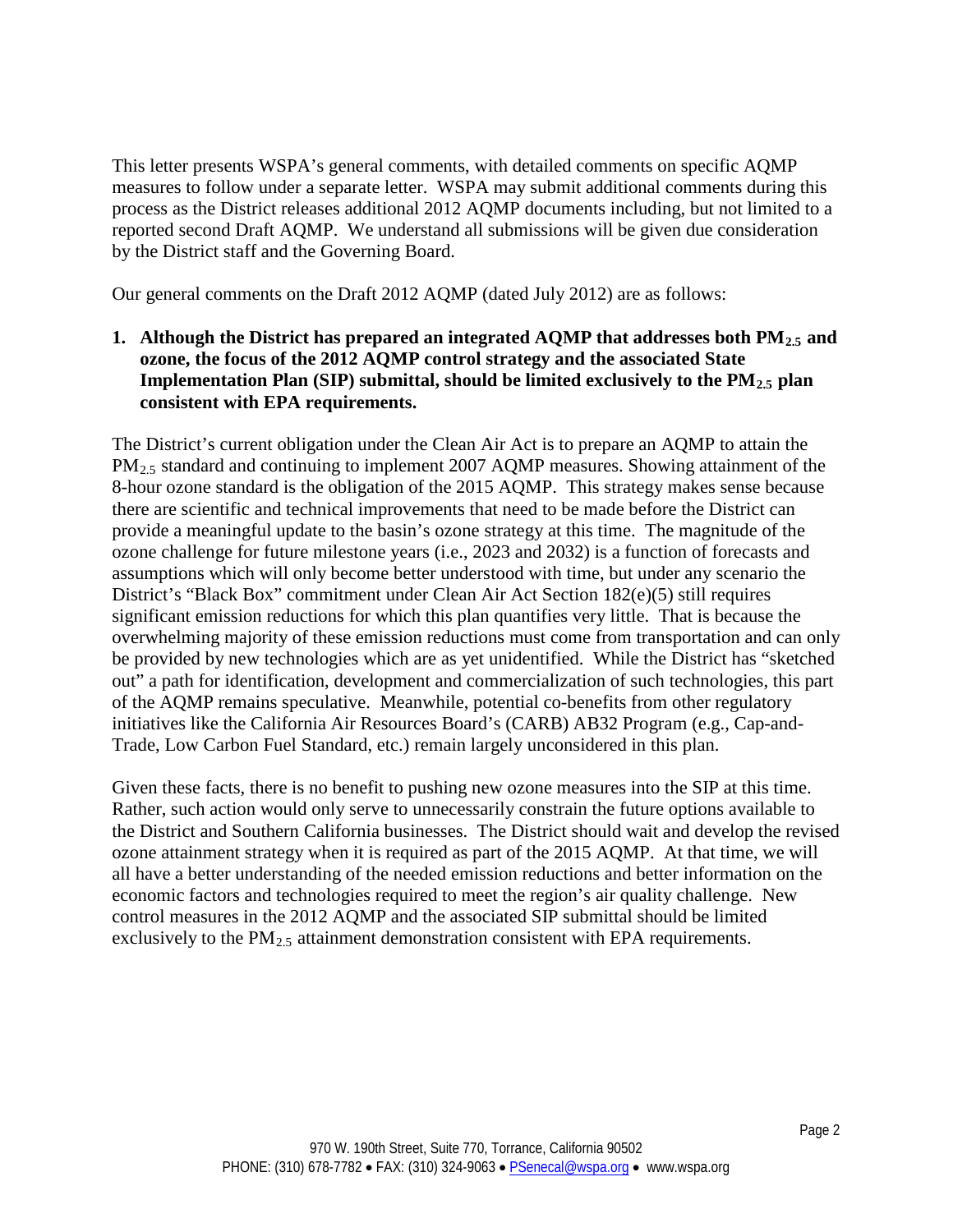This letter presents WSPA's general comments, with detailed comments on specific AQMP measures to follow under a separate letter. WSPA may submit additional comments during this process as the District releases additional 2012 AQMP documents including, but not limited to a reported second Draft AQMP. We understand all submissions will be given due consideration by the District staff and the Governing Board.

Our general comments on the Draft 2012 AQMP (dated July 2012) are as follows:

1. **Although the District has prepared an integrated AQMP that addresses both $PM_{2.5}$ and ozone, the focus of the 2012 AQMP control strategy and the associated State Implementation Plan (SIP) submittal, should be limited exclusively to the $PM_{2.5}$ plan consistent with EPA requirements.**

The District's current obligation under the Clean Air Act is to prepare an AQMP to attain the $PM_{2.5}$ standard and continuing to implement 2007 AQMP measures. Showing attainment of the 8-hour ozone standard is the obligation of the 2015 AQMP. This strategy makes sense because there are scientific and technical improvements that need to be made before the District can provide a meaningful update to the basin's ozone strategy at this time. The magnitude of the ozone challenge for future milestone years (i.e., 2023 and 2032) is a function of forecasts and assumptions which will only become better understood with time, but under any scenario the District's "Black Box" commitment under Clean Air Act Section 182(e)(5) still requires significant emission reductions for which this plan quantifies very little. That is because the overwhelming majority of these emission reductions must come from transportation and can only be provided by new technologies which are as yet unidentified. While the District has "sketched out" a path for identification, development and commercialization of such technologies, this part of the AQMP remains speculative. Meanwhile, potential co-benefits from other regulatory initiatives like the California Air Resources Board's (CARB) AB32 Program (e.g., Cap-and-Trade, Low Carbon Fuel Standard, etc.) remain largely unconsidered in this plan.

Given these facts, there is no benefit to pushing new ozone measures into the SIP at this time. Rather, such action would only serve to unnecessarily constrain the future options available to the District and Southern California businesses. The District should wait and develop the revised ozone attainment strategy when it is required as part of the 2015 AQMP. At that time, we will all have a better understanding of the needed emission reductions and better information on the economic factors and technologies required to meet the region's air quality challenge. New control measures in the 2012 AQMP and the associated SIP submittal should be limited exclusively to the $PM_{2.5}$ attainment demonstration consistent with EPA requirements.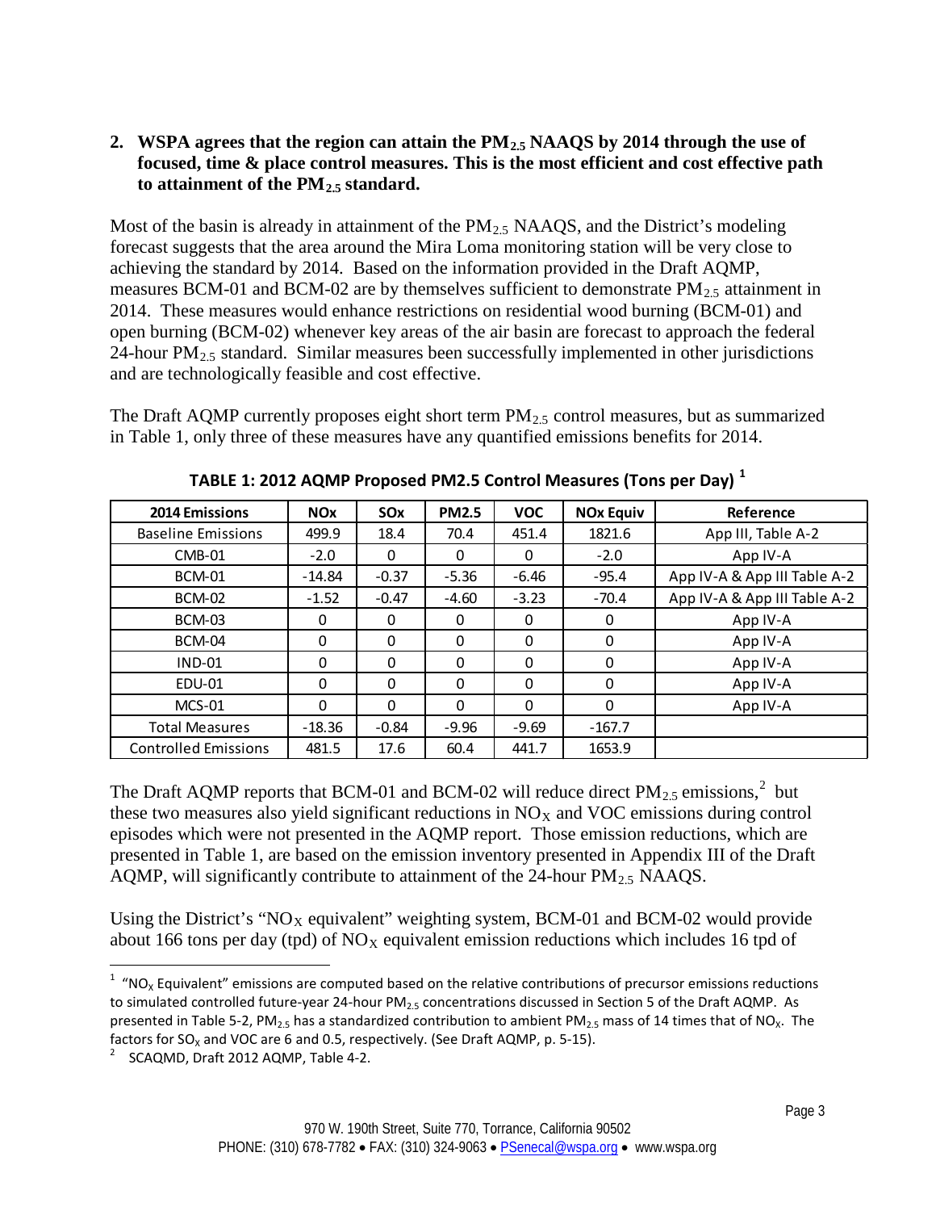**2. WSPA agrees that the region can attain the $PM_{2.5}$ NAAQS by 2014 through the use of focused, time & place control measures. This is the most efficient and cost effective path to attainment of the $PM_{2.5}$ standard.**

Most of the basin is already in attainment of the $PM_{2.5}$ NAAQS, and the District's modeling forecast suggests that the area around the Mira Loma monitoring station will be very close to achieving the standard by 2014. Based on the information provided in the Draft AQMP, measures BCM-01 and BCM-02 are by themselves sufficient to demonstrate $PM_{2.5}$ attainment in 2014. These measures would enhance restrictions on residential wood burning (BCM-01) and open burning (BCM-02) whenever key areas of the air basin are forecast to approach the federal 24-hour $PM_{2.5}$ standard. Similar measures been successfully implemented in other jurisdictions and are technologically feasible and cost effective.

The Draft AQMP currently proposes eight short term $PM_{2.5}$ control measures, but as summarized in Table 1, only three of these measures have any quantified emissions benefits for 2014.

**TABLE 1: 2012 AQMP Proposed PM2.5 Control Measures (Tons per Day) [1]**

| 2014 Emissions | NOx | SOx | PM2.5 | VOC | NOx Equiv | Reference |
|---|---|---|---|---|---|---|
| Baseline Emissions | 499.9 | 18.4 | 70.4 | 451.4 | 1821.6 | App III, Table A-2 |
| CMB-01 | -2.0 | 0 | 0 | 0 | -2.0 | App IV-A |
| BCM-01 | -14.84 | -0.37 | -5.36 | -6.46 | -95.4 | App IV-A & App III Table A-2 |
| BCM-02 | -1.52 | -0.47 | -4.60 | -3.23 | -70.4 | App IV-A & App III Table A-2 |
| BCM-03 | 0 | 0 | 0 | 0 | 0 | App IV-A |
| BCM-04 | 0 | 0 | 0 | 0 | 0 | App IV-A |
| IND-01 | 0 | 0 | 0 | 0 | 0 | App IV-A |
| EDU-01 | 0 | 0 | 0 | 0 | 0 | App IV-A |
| MCS-01 | 0 | 0 | 0 | 0 | 0 | App IV-A |
| Total Measures | -18.36 | -0.84 | -9.96 | -9.69 | -167.7 | |
| Controlled Emissions | 481.5 | 17.6 | 60.4 | 441.7 | 1653.9 | |

The Draft AQMP reports that BCM-01 and BCM-02 will reduce direct $PM_{2.5}$ emissions,[2] but these two measures also yield significant reductions in $NO_X$ and VOC emissions during control episodes which were not presented in the AQMP report. Those emission reductions, which are presented in Table 1, are based on the emission inventory presented in Appendix III of the Draft AQMP, will significantly contribute to attainment of the 24-hour $PM_{2.5}$ NAAQS.

Using the District's "$NO_X$ equivalent" weighting system, BCM-01 and BCM-02 would provide about 166 tons per day (tpd) of $NO_X$ equivalent emission reductions which includes 16 tpd of

---

[1] "$NO_X$ Equivalent" emissions are computed based on the relative contributions of precursor emissions reductions to simulated controlled future-year 24-hour $PM_{2.5}$ concentrations discussed in Section 5 of the Draft AQMP. As presented in Table 5-2, $PM_{2.5}$ has a standardized contribution to ambient $PM_{2.5}$ mass of 14 times that of $NO_X$. The factors for $SO_X$ and VOC are 6 and 0.5, respectively. (See Draft AQMP, p. 5-15).

[2] SCAQMD, Draft 2012 AQMP, Table 4-2.

970 W. 190th Street, Suite 770, Torrance, California 90502
PHONE: (310) 678-7782 • FAX: (310) 324-9063 • PSenecal@wspa.org • www.wspa.org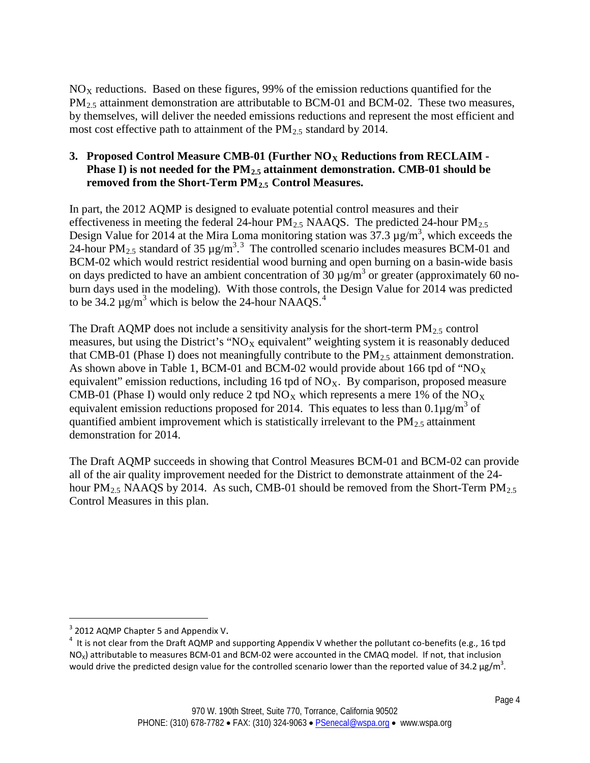$NO_X$ reductions. Based on these figures, 99% of the emission reductions quantified for the $PM_{2.5}$ attainment demonstration are attributable to BCM-01 and BCM-02. These two measures, by themselves, will deliver the needed emissions reductions and represent the most efficient and most cost effective path to attainment of the $PM_{2.5}$ standard by 2014.

**3. Proposed Control Measure CMB-01 (Further $NO_X$ Reductions from RECLAIM - Phase I) is not needed for the $PM_{2.5}$ attainment demonstration. CMB-01 should be removed from the Short-Term $PM_{2.5}$ Control Measures.**

In part, the 2012 AQMP is designed to evaluate potential control measures and their effectiveness in meeting the federal 24-hour $PM_{2.5}$ NAAQS. The predicted 24-hour $PM_{2.5}$ Design Value for 2014 at the Mira Loma monitoring station was 37.3 $\mu g/m^3$, which exceeds the 24-hour $PM_{2.5}$ standard of 35 $\mu g/m^3$.[3] The controlled scenario includes measures BCM-01 and BCM-02 which would restrict residential wood burning and open burning on a basin-wide basis on days predicted to have an ambient concentration of 30 $\mu g/m^3$ or greater (approximately 60 no-burn days used in the modeling). With those controls, the Design Value for 2014 was predicted to be 34.2 $\mu g/m^3$ which is below the 24-hour NAAQS.[4]

The Draft AQMP does not include a sensitivity analysis for the short-term $PM_{2.5}$ control measures, but using the District's "$NO_X$ equivalent" weighting system it is reasonably deduced that CMB-01 (Phase I) does not meaningfully contribute to the $PM_{2.5}$ attainment demonstration. As shown above in Table 1, BCM-01 and BCM-02 would provide about 166 tpd of "$NO_X$ equivalent" emission reductions, including 16 tpd of $NO_X$. By comparison, proposed measure CMB-01 (Phase I) would only reduce 2 tpd $NO_X$ which represents a mere 1% of the $NO_X$ equivalent emission reductions proposed for 2014. This equates to less than 0.1$\mu g/m^3$ of quantified ambient improvement which is statistically irrelevant to the $PM_{2.5}$ attainment demonstration for 2014.

The Draft AQMP succeeds in showing that Control Measures BCM-01 and BCM-02 can provide all of the air quality improvement needed for the District to demonstrate attainment of the 24-hour $PM_{2.5}$ NAAQS by 2014. As such, CMB-01 should be removed from the Short-Term $PM_{2.5}$ Control Measures in this plan.

---

[3] 2012 AQMP Chapter 5 and Appendix V.

[4] It is not clear from the Draft AQMP and supporting Appendix V whether the pollutant co-benefits (e.g., 16 tpd $NO_X$) attributable to measures BCM-01 and BCM-02 were accounted in the CMAQ model. If not, that inclusion would drive the predicted design value for the controlled scenario lower than the reported value of 34.2 $\mu g/m^3$.

970 W. 190th Street, Suite 770, Torrance, California 90502
PHONE: (310) 678-7782 • FAX: (310) 324-9063 • PSenecal@wspa.org • www.wspa.org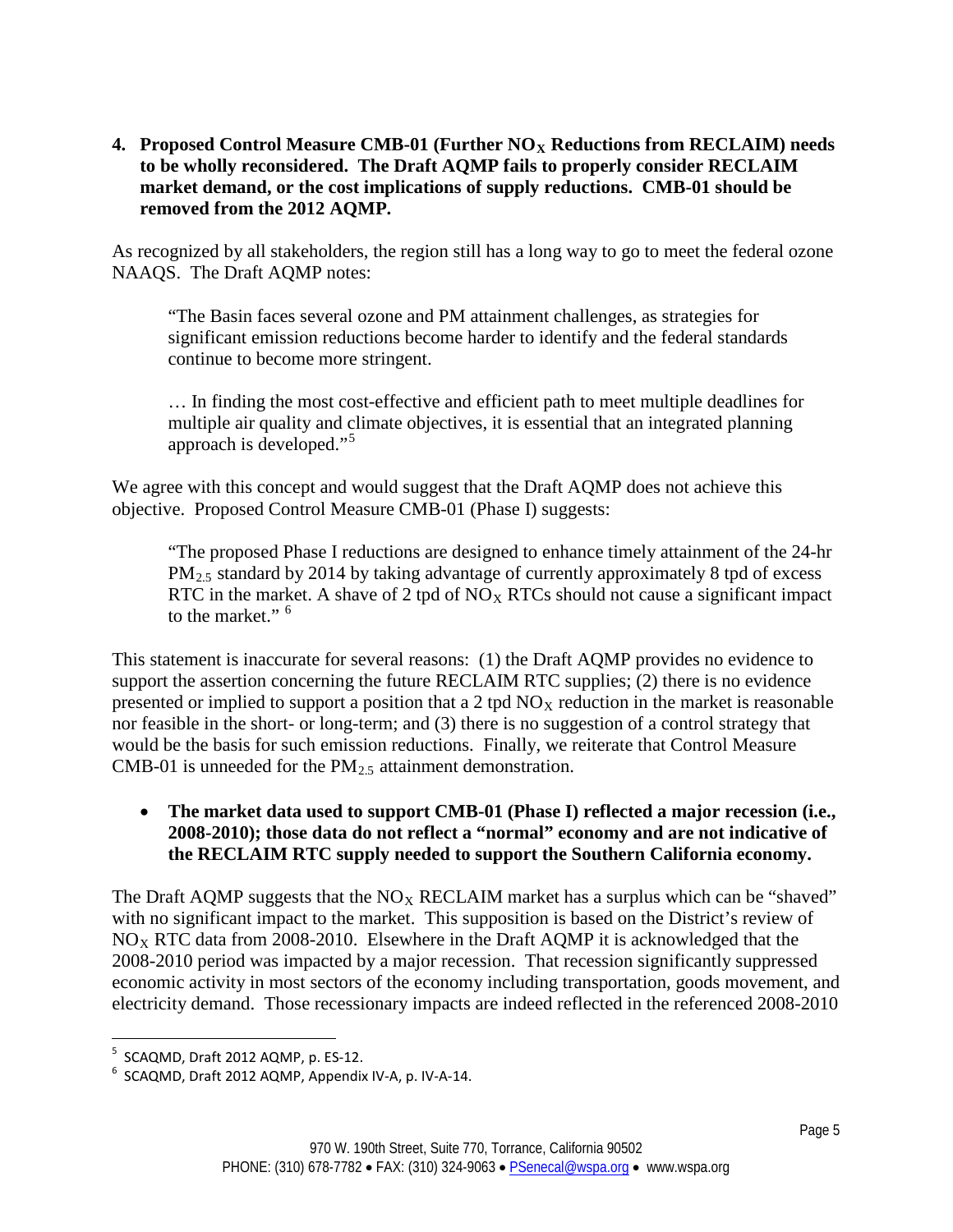**4. Proposed Control Measure CMB-01 (Further $NO_X$ Reductions from RECLAIM) needs to be wholly reconsidered. The Draft AQMP fails to properly consider RECLAIM market demand, or the cost implications of supply reductions. CMB-01 should be removed from the 2012 AQMP.**

As recognized by all stakeholders, the region still has a long way to go to meet the federal ozone NAAQS. The Draft AQMP notes:

> "The Basin faces several ozone and PM attainment challenges, as strategies for significant emission reductions become harder to identify and the federal standards continue to become more stringent.
>
> … In finding the most cost-effective and efficient path to meet multiple deadlines for multiple air quality and climate objectives, it is essential that an integrated planning approach is developed."[5]

We agree with this concept and would suggest that the Draft AQMP does not achieve this objective. Proposed Control Measure CMB-01 (Phase I) suggests:

> "The proposed Phase I reductions are designed to enhance timely attainment of the 24-hr $PM_{2.5}$ standard by 2014 by taking advantage of currently approximately 8 tpd of excess RTC in the market. A shave of 2 tpd of $NO_X$ RTCs should not cause a significant impact to the market."[6]

This statement is inaccurate for several reasons: (1) the Draft AQMP provides no evidence to support the assertion concerning the future RECLAIM RTC supplies; (2) there is no evidence presented or implied to support a position that a 2 tpd $NO_X$ reduction in the market is reasonable nor feasible in the short- or long-term; and (3) there is no suggestion of a control strategy that would be the basis for such emission reductions. Finally, we reiterate that Control Measure CMB-01 is unneeded for the $PM_{2.5}$ attainment demonstration.

- **The market data used to support CMB-01 (Phase I) reflected a major recession (i.e., 2008-2010); those data do not reflect a "normal" economy and are not indicative of the RECLAIM RTC supply needed to support the Southern California economy.**

The Draft AQMP suggests that the $NO_X$ RECLAIM market has a surplus which can be "shaved" with no significant impact to the market. This supposition is based on the District's review of $NO_X$ RTC data from 2008-2010. Elsewhere in the Draft AQMP it is acknowledged that the 2008-2010 period was impacted by a major recession. That recession significantly suppressed economic activity in most sectors of the economy including transportation, goods movement, and electricity demand. Those recessionary impacts are indeed reflected in the referenced 2008-2010

---

[5] SCAQMD, Draft 2012 AQMP, p. ES-12.

[6] SCAQMD, Draft 2012 AQMP, Appendix IV-A, p. IV-A-14.

970 W. 190th Street, Suite 770, Torrance, California 90502
PHONE: (310) 678-7782 • FAX: (310) 324-9063 • PSenecal@wspa.org • www.wspa.org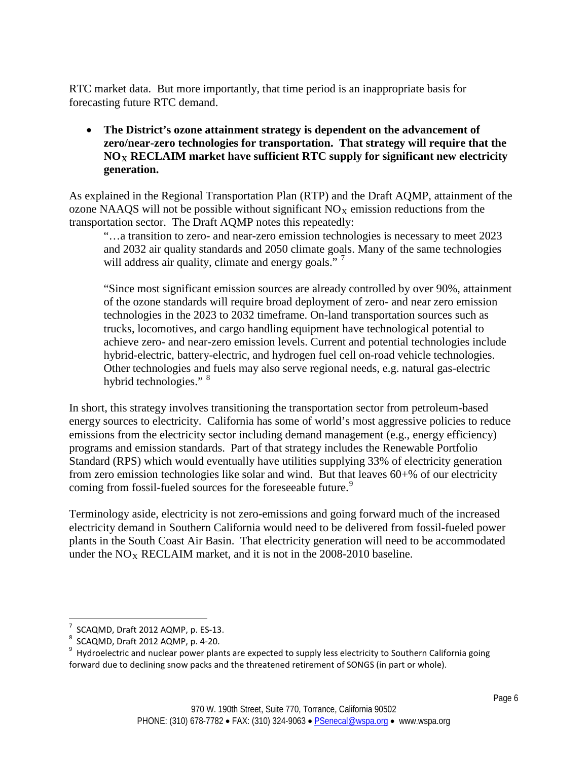RTC market data. But more importantly, that time period is an inappropriate basis for forecasting future RTC demand.

- **The District's ozone attainment strategy is dependent on the advancement of zero/near-zero technologies for transportation. That strategy will require that the $NO_X$ RECLAIM market have sufficient RTC supply for significant new electricity generation.**

As explained in the Regional Transportation Plan (RTP) and the Draft AQMP, attainment of the ozone NAAQS will not be possible without significant $NO_X$ emission reductions from the transportation sector. The Draft AQMP notes this repeatedly:

> "…a transition to zero- and near-zero emission technologies is necessary to meet 2023 and 2032 air quality standards and 2050 climate goals. Many of the same technologies will address air quality, climate and energy goals." [7]
>
> "Since most significant emission sources are already controlled by over 90%, attainment of the ozone standards will require broad deployment of zero- and near zero emission technologies in the 2023 to 2032 timeframe. On-land transportation sources such as trucks, locomotives, and cargo handling equipment have technological potential to achieve zero- and near-zero emission levels. Current and potential technologies include hybrid-electric, battery-electric, and hydrogen fuel cell on-road vehicle technologies. Other technologies and fuels may also serve regional needs, e.g. natural gas-electric hybrid technologies." [8]

In short, this strategy involves transitioning the transportation sector from petroleum-based energy sources to electricity. California has some of world's most aggressive policies to reduce emissions from the electricity sector including demand management (e.g., energy efficiency) programs and emission standards. Part of that strategy includes the Renewable Portfolio Standard (RPS) which would eventually have utilities supplying 33% of electricity generation from zero emission technologies like solar and wind. But that leaves 60+% of our electricity coming from fossil-fueled sources for the foreseeable future.[9]

Terminology aside, electricity is not zero-emissions and going forward much of the increased electricity demand in Southern California would need to be delivered from fossil-fueled power plants in the South Coast Air Basin. That electricity generation will need to be accommodated under the $NO_X$ RECLAIM market, and it is not in the 2008-2010 baseline.

---

[7] SCAQMD, Draft 2012 AQMP, p. ES-13.

[8] SCAQMD, Draft 2012 AQMP, p. 4-20.

[9] Hydroelectric and nuclear power plants are expected to supply less electricity to Southern California going forward due to declining snow packs and the threatened retirement of SONGS (in part or whole).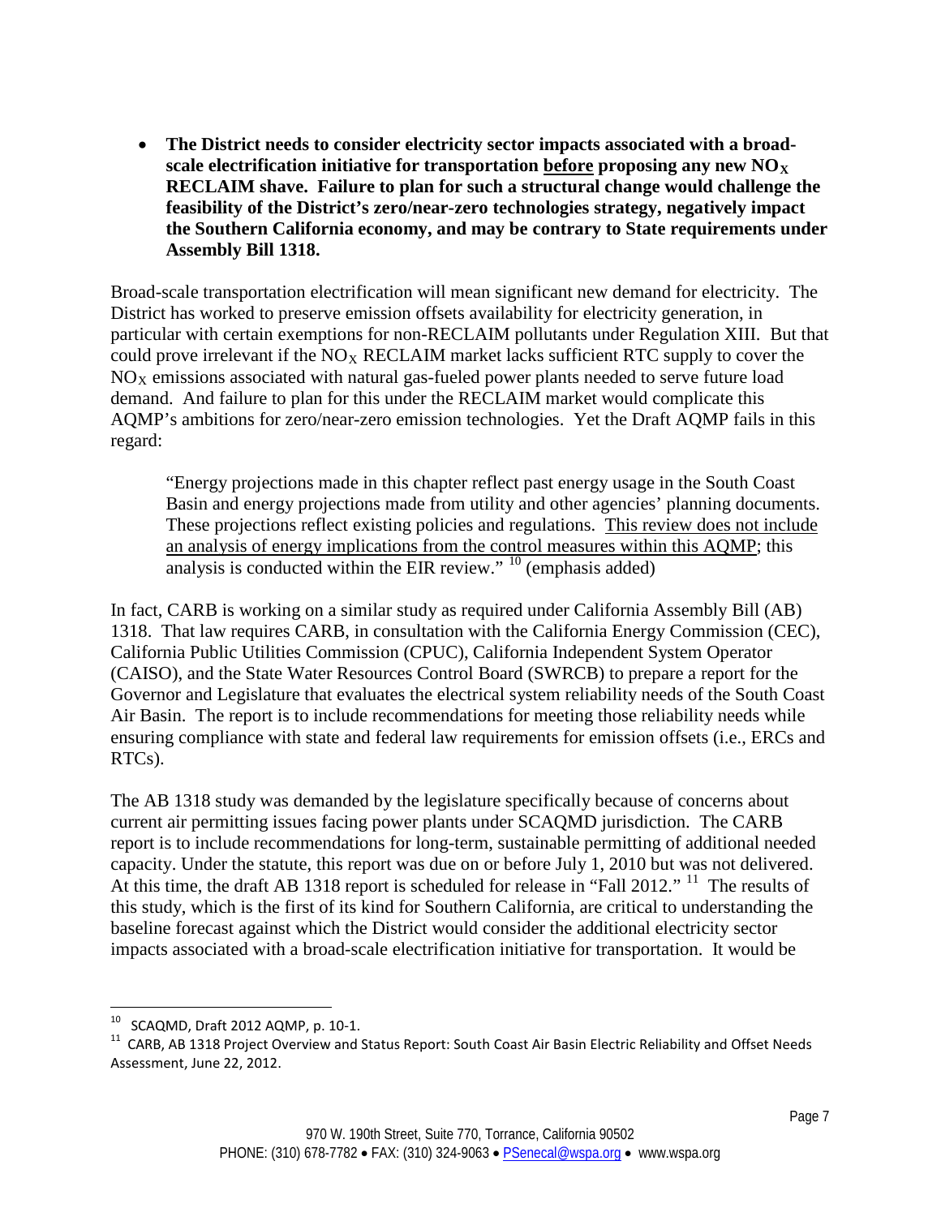- **The District needs to consider electricity sector impacts associated with a broad-scale electrification initiative for transportation <u>before</u> proposing any new $NO_X$ RECLAIM shave. Failure to plan for such a structural change would challenge the feasibility of the District's zero/near-zero technologies strategy, negatively impact the Southern California economy, and may be contrary to State requirements under Assembly Bill 1318.**

Broad-scale transportation electrification will mean significant new demand for electricity. The District has worked to preserve emission offsets availability for electricity generation, in particular with certain exemptions for non-RECLAIM pollutants under Regulation XIII. But that could prove irrelevant if the $NO_X$ RECLAIM market lacks sufficient RTC supply to cover the $NO_X$ emissions associated with natural gas-fueled power plants needed to serve future load demand. And failure to plan for this under the RECLAIM market would complicate this AQMP's ambitions for zero/near-zero emission technologies. Yet the Draft AQMP fails in this regard:

> "Energy projections made in this chapter reflect past energy usage in the South Coast Basin and energy projections made from utility and other agencies' planning documents. These projections reflect existing policies and regulations. <u>This review does not include an analysis of energy implications from the control measures within this AQMP</u>; this analysis is conducted within the EIR review." [10] (emphasis added)

In fact, CARB is working on a similar study as required under California Assembly Bill (AB) 1318. That law requires CARB, in consultation with the California Energy Commission (CEC), California Public Utilities Commission (CPUC), California Independent System Operator (CAISO), and the State Water Resources Control Board (SWRCB) to prepare a report for the Governor and Legislature that evaluates the electrical system reliability needs of the South Coast Air Basin. The report is to include recommendations for meeting those reliability needs while ensuring compliance with state and federal law requirements for emission offsets (i.e., ERCs and RTCs).

The AB 1318 study was demanded by the legislature specifically because of concerns about current air permitting issues facing power plants under SCAQMD jurisdiction. The CARB report is to include recommendations for long-term, sustainable permitting of additional needed capacity. Under the statute, this report was due on or before July 1, 2010 but was not delivered. At this time, the draft AB 1318 report is scheduled for release in "Fall 2012." [11] The results of this study, which is the first of its kind for Southern California, are critical to understanding the baseline forecast against which the District would consider the additional electricity sector impacts associated with a broad-scale electrification initiative for transportation. It would be

---

[10] SCAQMD, Draft 2012 AQMP, p. 10-1.

[11] CARB, AB 1318 Project Overview and Status Report: South Coast Air Basin Electric Reliability and Offset Needs Assessment, June 22, 2012.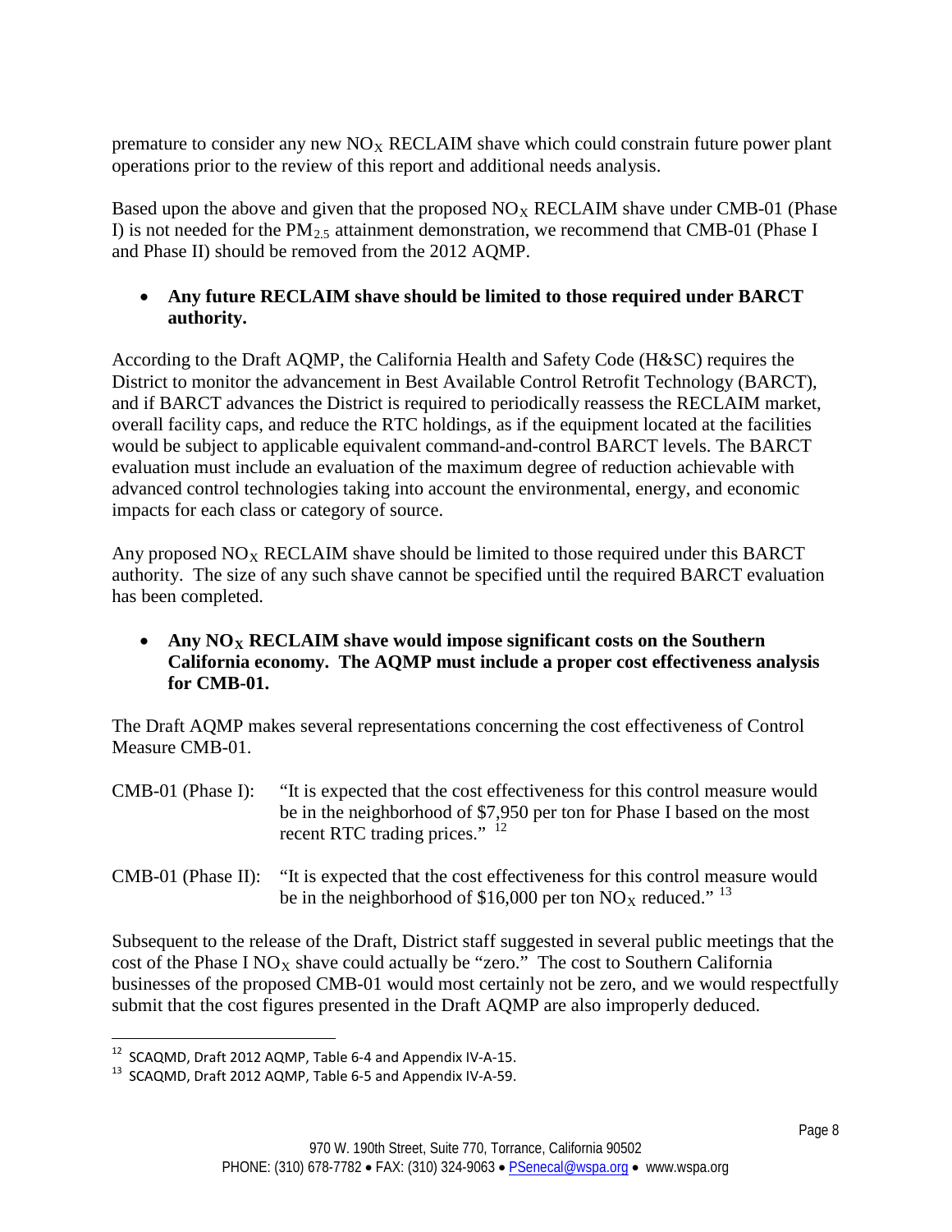premature to consider any new $NO_X$ RECLAIM shave which could constrain future power plant operations prior to the review of this report and additional needs analysis.

Based upon the above and given that the proposed $NO_X$ RECLAIM shave under CMB-01 (Phase I) is not needed for the $PM_{2.5}$ attainment demonstration, we recommend that CMB-01 (Phase I and Phase II) should be removed from the 2012 AQMP.

- **Any future RECLAIM shave should be limited to those required under BARCT authority.**

According to the Draft AQMP, the California Health and Safety Code (H&SC) requires the District to monitor the advancement in Best Available Control Retrofit Technology (BARCT), and if BARCT advances the District is required to periodically reassess the RECLAIM market, overall facility caps, and reduce the RTC holdings, as if the equipment located at the facilities would be subject to applicable equivalent command-and-control BARCT levels. The BARCT evaluation must include an evaluation of the maximum degree of reduction achievable with advanced control technologies taking into account the environmental, energy, and economic impacts for each class or category of source.

Any proposed $NO_X$ RECLAIM shave should be limited to those required under this BARCT authority. The size of any such shave cannot be specified until the required BARCT evaluation has been completed.

- **Any $NO_X$ RECLAIM shave would impose significant costs on the Southern California economy. The AQMP must include a proper cost effectiveness analysis for CMB-01.**

The Draft AQMP makes several representations concerning the cost effectiveness of Control Measure CMB-01.

CMB-01 (Phase I): "It is expected that the cost effectiveness for this control measure would be in the neighborhood of $7,950 per ton for Phase I based on the most recent RTC trading prices." [12]

CMB-01 (Phase II): "It is expected that the cost effectiveness for this control measure would be in the neighborhood of $16,000 per ton $NO_X$ reduced." [13]

Subsequent to the release of the Draft, District staff suggested in several public meetings that the cost of the Phase I $NO_X$ shave could actually be "zero." The cost to Southern California businesses of the proposed CMB-01 would most certainly not be zero, and we would respectfully submit that the cost figures presented in the Draft AQMP are also improperly deduced.

---

[12] SCAQMD, Draft 2012 AQMP, Table 6-4 and Appendix IV-A-15.

[13] SCAQMD, Draft 2012 AQMP, Table 6-5 and Appendix IV-A-59.

970 W. 190th Street, Suite 770, Torrance, California 90502
PHONE: (310) 678-7782 • FAX: (310) 324-9063 • PSenecal@wspa.org • www.wspa.org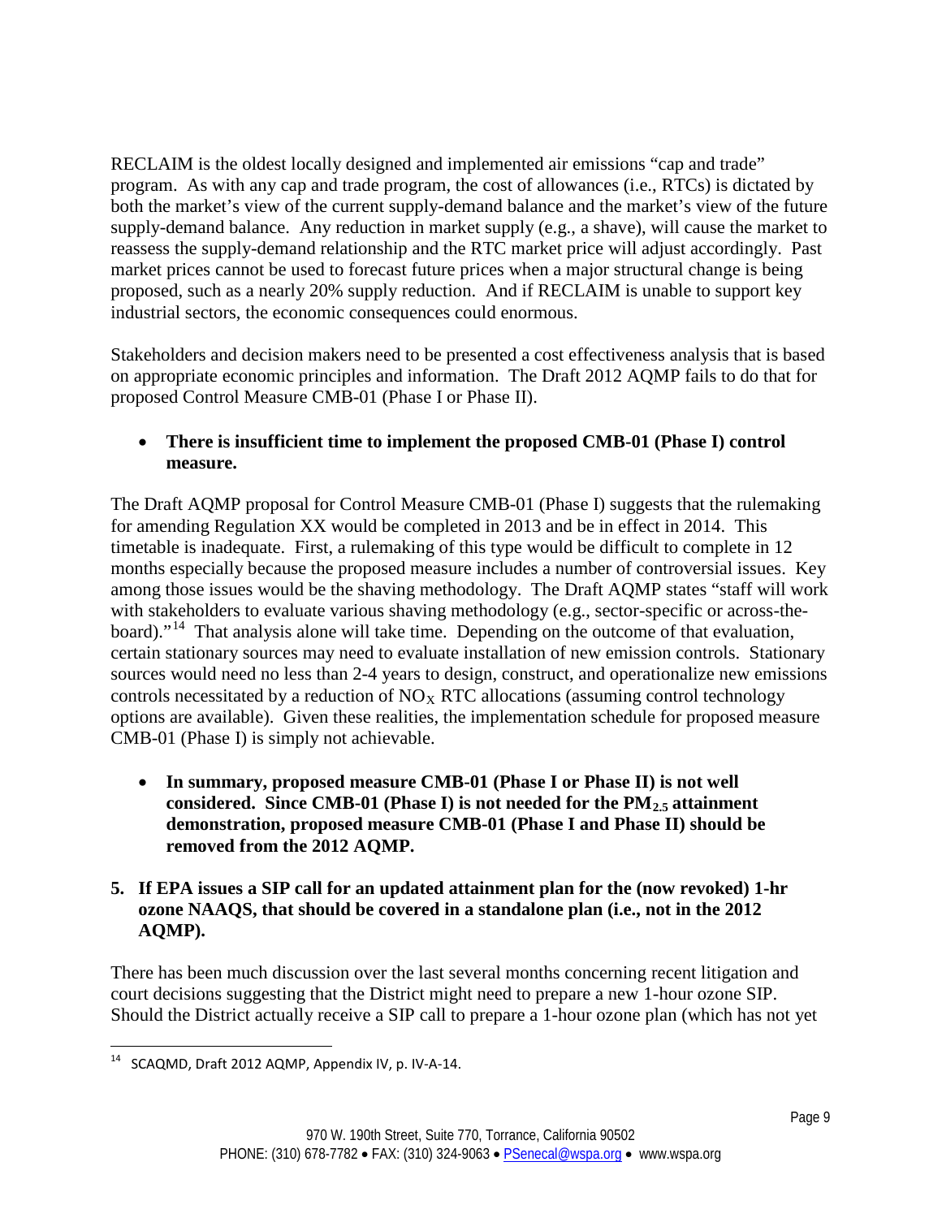RECLAIM is the oldest locally designed and implemented air emissions "cap and trade" program. As with any cap and trade program, the cost of allowances (i.e., RTCs) is dictated by both the market's view of the current supply-demand balance and the market's view of the future supply-demand balance. Any reduction in market supply (e.g., a shave), will cause the market to reassess the supply-demand relationship and the RTC market price will adjust accordingly. Past market prices cannot be used to forecast future prices when a major structural change is being proposed, such as a nearly 20% supply reduction. And if RECLAIM is unable to support key industrial sectors, the economic consequences could enormous.

Stakeholders and decision makers need to be presented a cost effectiveness analysis that is based on appropriate economic principles and information. The Draft 2012 AQMP fails to do that for proposed Control Measure CMB-01 (Phase I or Phase II).

- **There is insufficient time to implement the proposed CMB-01 (Phase I) control measure.**

The Draft AQMP proposal for Control Measure CMB-01 (Phase I) suggests that the rulemaking for amending Regulation XX would be completed in 2013 and be in effect in 2014. This timetable is inadequate. First, a rulemaking of this type would be difficult to complete in 12 months especially because the proposed measure includes a number of controversial issues. Key among those issues would be the shaving methodology. The Draft AQMP states "staff will work with stakeholders to evaluate various shaving methodology (e.g., sector-specific or across-the-board)."[14] That analysis alone will take time. Depending on the outcome of that evaluation, certain stationary sources may need to evaluate installation of new emission controls. Stationary sources would need no less than 2-4 years to design, construct, and operationalize new emissions controls necessitated by a reduction of $NO_X$ RTC allocations (assuming control technology options are available). Given these realities, the implementation schedule for proposed measure CMB-01 (Phase I) is simply not achievable.

- **In summary, proposed measure CMB-01 (Phase I or Phase II) is not well considered. Since CMB-01 (Phase I) is not needed for the $PM_{2.5}$ attainment demonstration, proposed measure CMB-01 (Phase I and Phase II) should be removed from the 2012 AQMP.**

**5. If EPA issues a SIP call for an updated attainment plan for the (now revoked) 1-hr ozone NAAQS, that should be covered in a standalone plan (i.e., not in the 2012 AQMP).**

There has been much discussion over the last several months concerning recent litigation and court decisions suggesting that the District might need to prepare a new 1-hour ozone SIP. Should the District actually receive a SIP call to prepare a 1-hour ozone plan (which has not yet

---

[14] SCAQMD, Draft 2012 AQMP, Appendix IV, p. IV-A-14.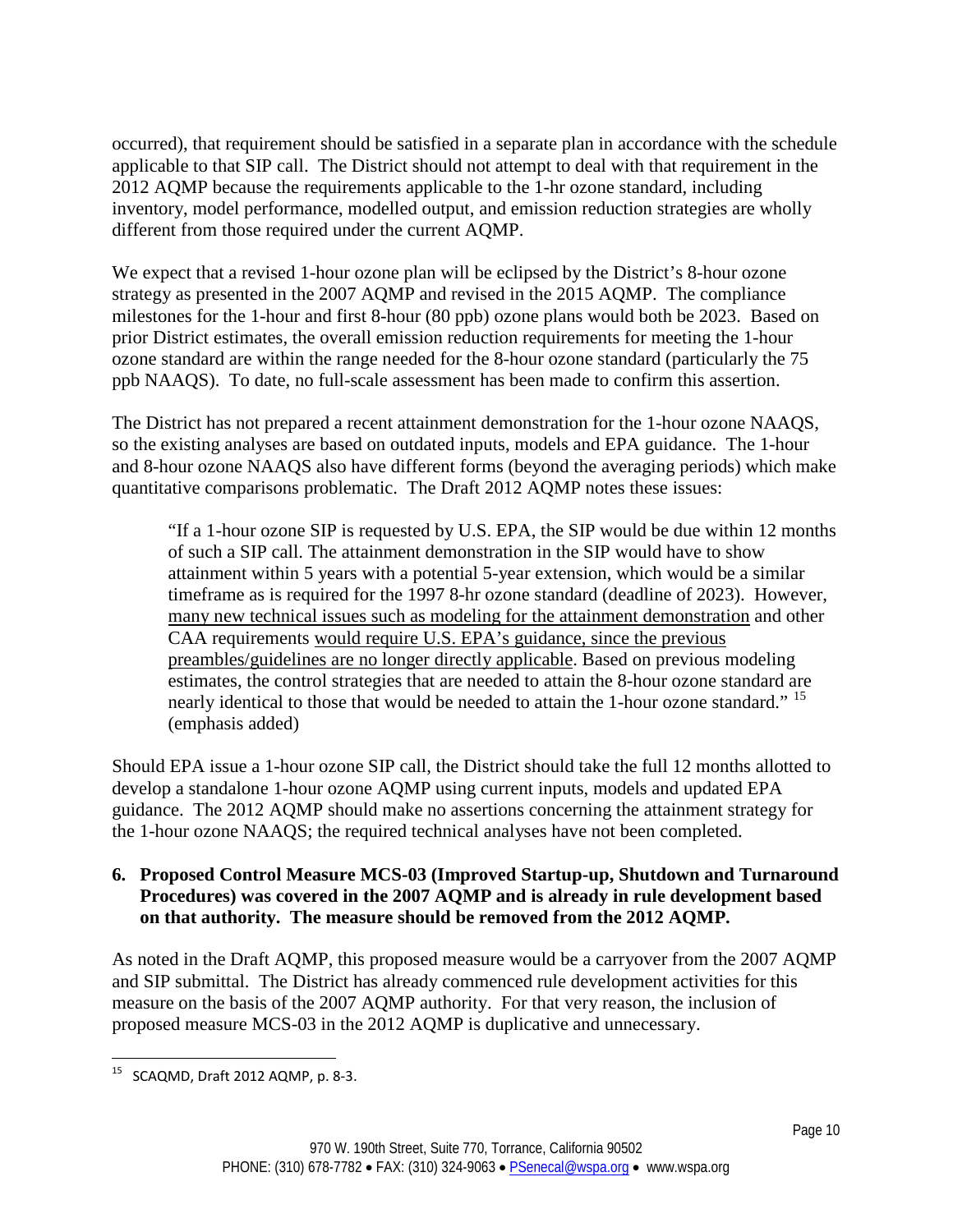occurred), that requirement should be satisfied in a separate plan in accordance with the schedule applicable to that SIP call. The District should not attempt to deal with that requirement in the 2012 AQMP because the requirements applicable to the 1-hr ozone standard, including inventory, model performance, modelled output, and emission reduction strategies are wholly different from those required under the current AQMP.

We expect that a revised 1-hour ozone plan will be eclipsed by the District's 8-hour ozone strategy as presented in the 2007 AQMP and revised in the 2015 AQMP. The compliance milestones for the 1-hour and first 8-hour (80 ppb) ozone plans would both be 2023. Based on prior District estimates, the overall emission reduction requirements for meeting the 1-hour ozone standard are within the range needed for the 8-hour ozone standard (particularly the 75 ppb NAAQS). To date, no full-scale assessment has been made to confirm this assertion.

The District has not prepared a recent attainment demonstration for the 1-hour ozone NAAQS, so the existing analyses are based on outdated inputs, models and EPA guidance. The 1-hour and 8-hour ozone NAAQS also have different forms (beyond the averaging periods) which make quantitative comparisons problematic. The Draft 2012 AQMP notes these issues:

> "If a 1-hour ozone SIP is requested by U.S. EPA, the SIP would be due within 12 months of such a SIP call. The attainment demonstration in the SIP would have to show attainment within 5 years with a potential 5-year extension, which would be a similar timeframe as is required for the 1997 8-hr ozone standard (deadline of 2023). However, <u>many new technical issues such as modeling for the attainment demonstration</u> and other CAA requirements <u>would require U.S. EPA's guidance, since the previous preambles/guidelines are no longer directly applicable</u>. Based on previous modeling estimates, the control strategies that are needed to attain the 8-hour ozone standard are nearly identical to those that would be needed to attain the 1-hour ozone standard." [15] (emphasis added)

Should EPA issue a 1-hour ozone SIP call, the District should take the full 12 months allotted to develop a standalone 1-hour ozone AQMP using current inputs, models and updated EPA guidance. The 2012 AQMP should make no assertions concerning the attainment strategy for the 1-hour ozone NAAQS; the required technical analyses have not been completed.

**6. Proposed Control Measure MCS-03 (Improved Startup-up, Shutdown and Turnaround Procedures) was covered in the 2007 AQMP and is already in rule development based on that authority. The measure should be removed from the 2012 AQMP.**

As noted in the Draft AQMP, this proposed measure would be a carryover from the 2007 AQMP and SIP submittal. The District has already commenced rule development activities for this measure on the basis of the 2007 AQMP authority. For that very reason, the inclusion of proposed measure MCS-03 in the 2012 AQMP is duplicative and unnecessary.

---

[15] SCAQMD, Draft 2012 AQMP, p. 8-3.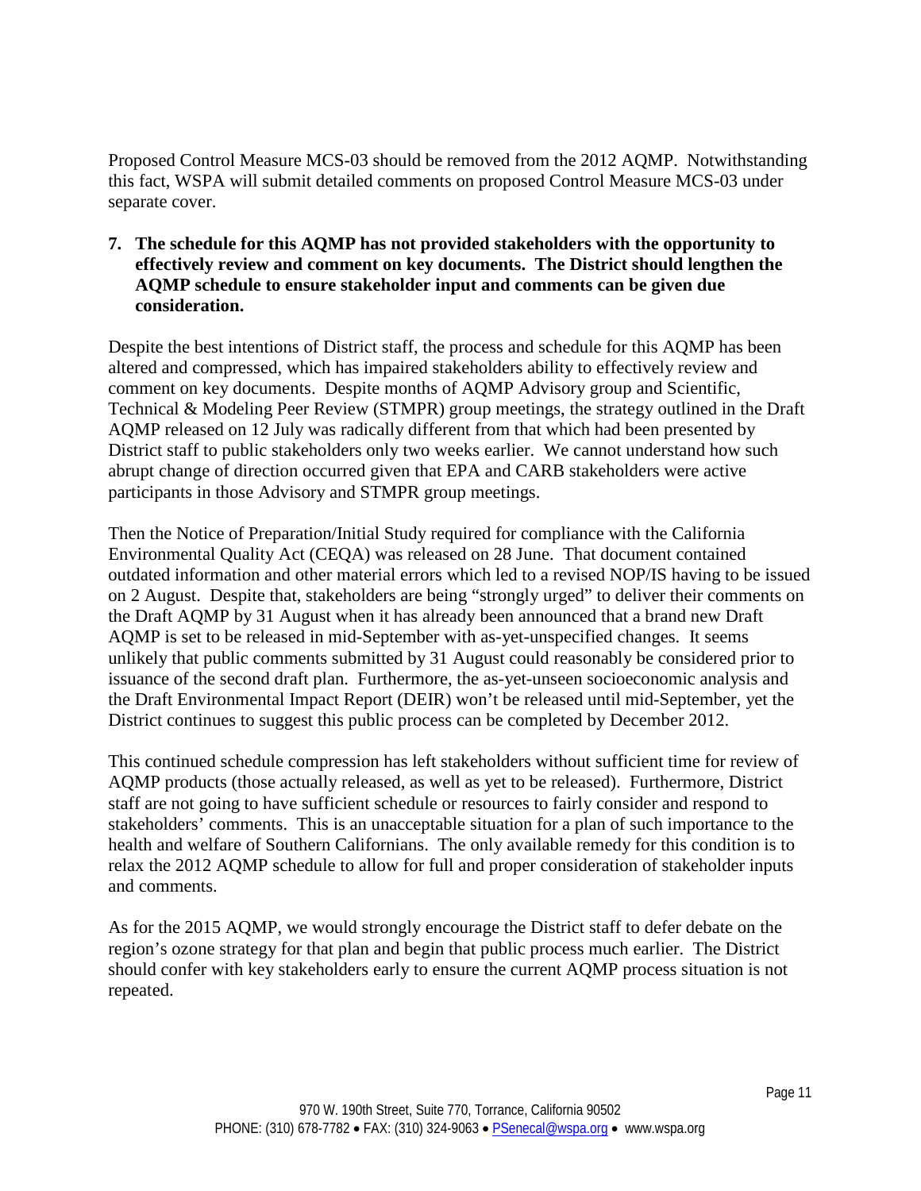Proposed Control Measure MCS-03 should be removed from the 2012 AQMP. Notwithstanding this fact, WSPA will submit detailed comments on proposed Control Measure MCS-03 under separate cover.

**7. The schedule for this AQMP has not provided stakeholders with the opportunity to effectively review and comment on key documents. The District should lengthen the AQMP schedule to ensure stakeholder input and comments can be given due consideration.**

Despite the best intentions of District staff, the process and schedule for this AQMP has been altered and compressed, which has impaired stakeholders ability to effectively review and comment on key documents. Despite months of AQMP Advisory group and Scientific, Technical & Modeling Peer Review (STMPR) group meetings, the strategy outlined in the Draft AQMP released on 12 July was radically different from that which had been presented by District staff to public stakeholders only two weeks earlier. We cannot understand how such abrupt change of direction occurred given that EPA and CARB stakeholders were active participants in those Advisory and STMPR group meetings.

Then the Notice of Preparation/Initial Study required for compliance with the California Environmental Quality Act (CEQA) was released on 28 June. That document contained outdated information and other material errors which led to a revised NOP/IS having to be issued on 2 August. Despite that, stakeholders are being "strongly urged" to deliver their comments on the Draft AQMP by 31 August when it has already been announced that a brand new Draft AQMP is set to be released in mid-September with as-yet-unspecified changes. It seems unlikely that public comments submitted by 31 August could reasonably be considered prior to issuance of the second draft plan. Furthermore, the as-yet-unseen socioeconomic analysis and the Draft Environmental Impact Report (DEIR) won't be released until mid-September, yet the District continues to suggest this public process can be completed by December 2012.

This continued schedule compression has left stakeholders without sufficient time for review of AQMP products (those actually released, as well as yet to be released). Furthermore, District staff are not going to have sufficient schedule or resources to fairly consider and respond to stakeholders' comments. This is an unacceptable situation for a plan of such importance to the health and welfare of Southern Californians. The only available remedy for this condition is to relax the 2012 AQMP schedule to allow for full and proper consideration of stakeholder inputs and comments.

As for the 2015 AQMP, we would strongly encourage the District staff to defer debate on the region's ozone strategy for that plan and begin that public process much earlier. The District should confer with key stakeholders early to ensure the current AQMP process situation is not repeated.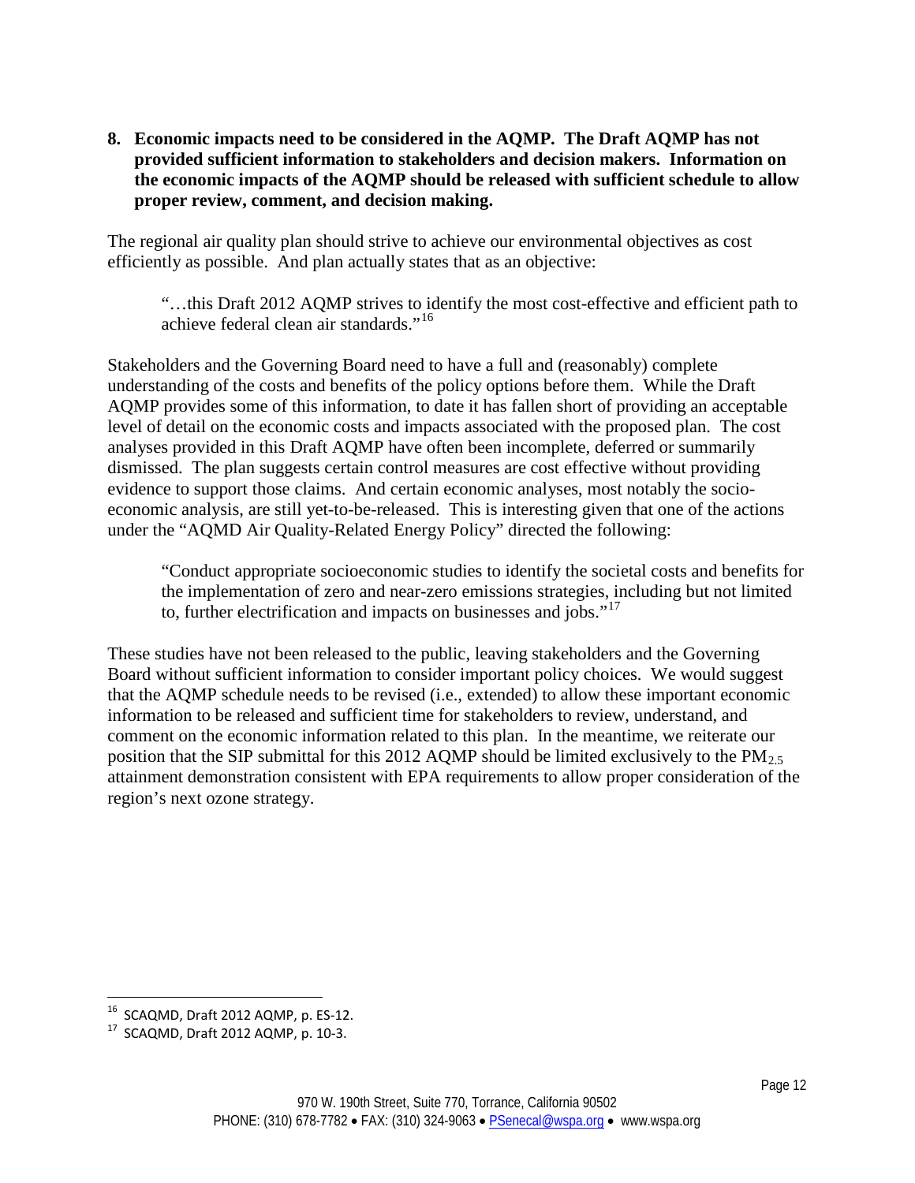**8. Economic impacts need to be considered in the AQMP. The Draft AQMP has not provided sufficient information to stakeholders and decision makers. Information on the economic impacts of the AQMP should be released with sufficient schedule to allow proper review, comment, and decision making.**

The regional air quality plan should strive to achieve our environmental objectives as cost efficiently as possible. And plan actually states that as an objective:

> "…this Draft 2012 AQMP strives to identify the most cost-effective and efficient path to achieve federal clean air standards."[16]

Stakeholders and the Governing Board need to have a full and (reasonably) complete understanding of the costs and benefits of the policy options before them. While the Draft AQMP provides some of this information, to date it has fallen short of providing an acceptable level of detail on the economic costs and impacts associated with the proposed plan. The cost analyses provided in this Draft AQMP have often been incomplete, deferred or summarily dismissed. The plan suggests certain control measures are cost effective without providing evidence to support those claims. And certain economic analyses, most notably the socio-economic analysis, are still yet-to-be-released. This is interesting given that one of the actions under the "AQMD Air Quality-Related Energy Policy" directed the following:

> "Conduct appropriate socioeconomic studies to identify the societal costs and benefits for the implementation of zero and near-zero emissions strategies, including but not limited to, further electrification and impacts on businesses and jobs."[17]

These studies have not been released to the public, leaving stakeholders and the Governing Board without sufficient information to consider important policy choices. We would suggest that the AQMP schedule needs to be revised (i.e., extended) to allow these important economic information to be released and sufficient time for stakeholders to review, understand, and comment on the economic information related to this plan. In the meantime, we reiterate our position that the SIP submittal for this 2012 AQMP should be limited exclusively to the $PM_{2.5}$ attainment demonstration consistent with EPA requirements to allow proper consideration of the region's next ozone strategy.

---

[16] SCAQMD, Draft 2012 AQMP, p. ES-12.

[17] SCAQMD, Draft 2012 AQMP, p. 10-3.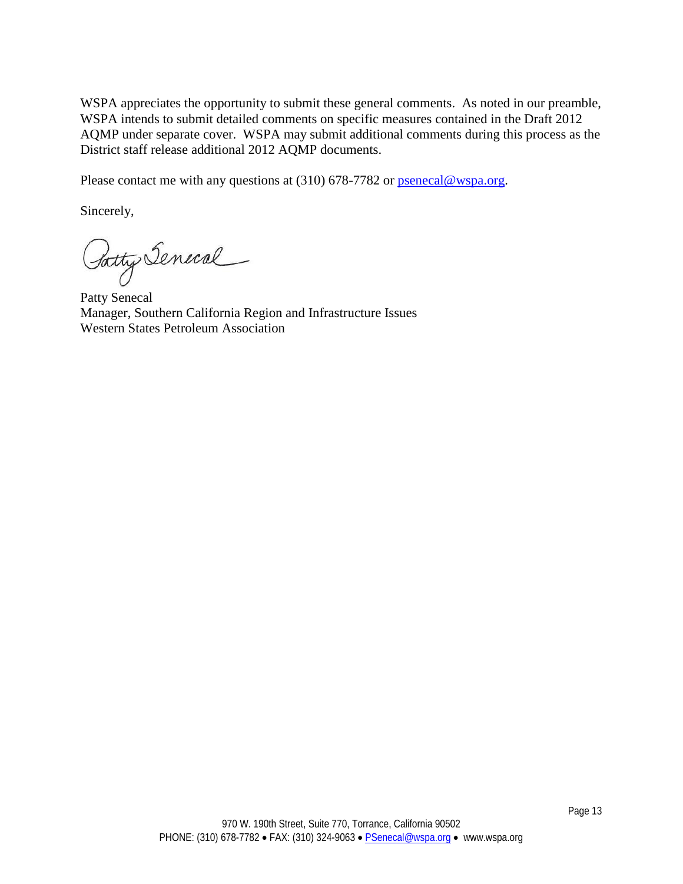WSPA appreciates the opportunity to submit these general comments. As noted in our preamble, WSPA intends to submit detailed comments on specific measures contained in the Draft 2012 AQMP under separate cover. WSPA may submit additional comments during this process as the District staff release additional 2012 AQMP documents.

Please contact me with any questions at (310) 678-7782 or psenecal@wspa.org.

Sincerely,

Patty Senecal
Manager, Southern California Region and Infrastructure Issues
Western States Petroleum Association